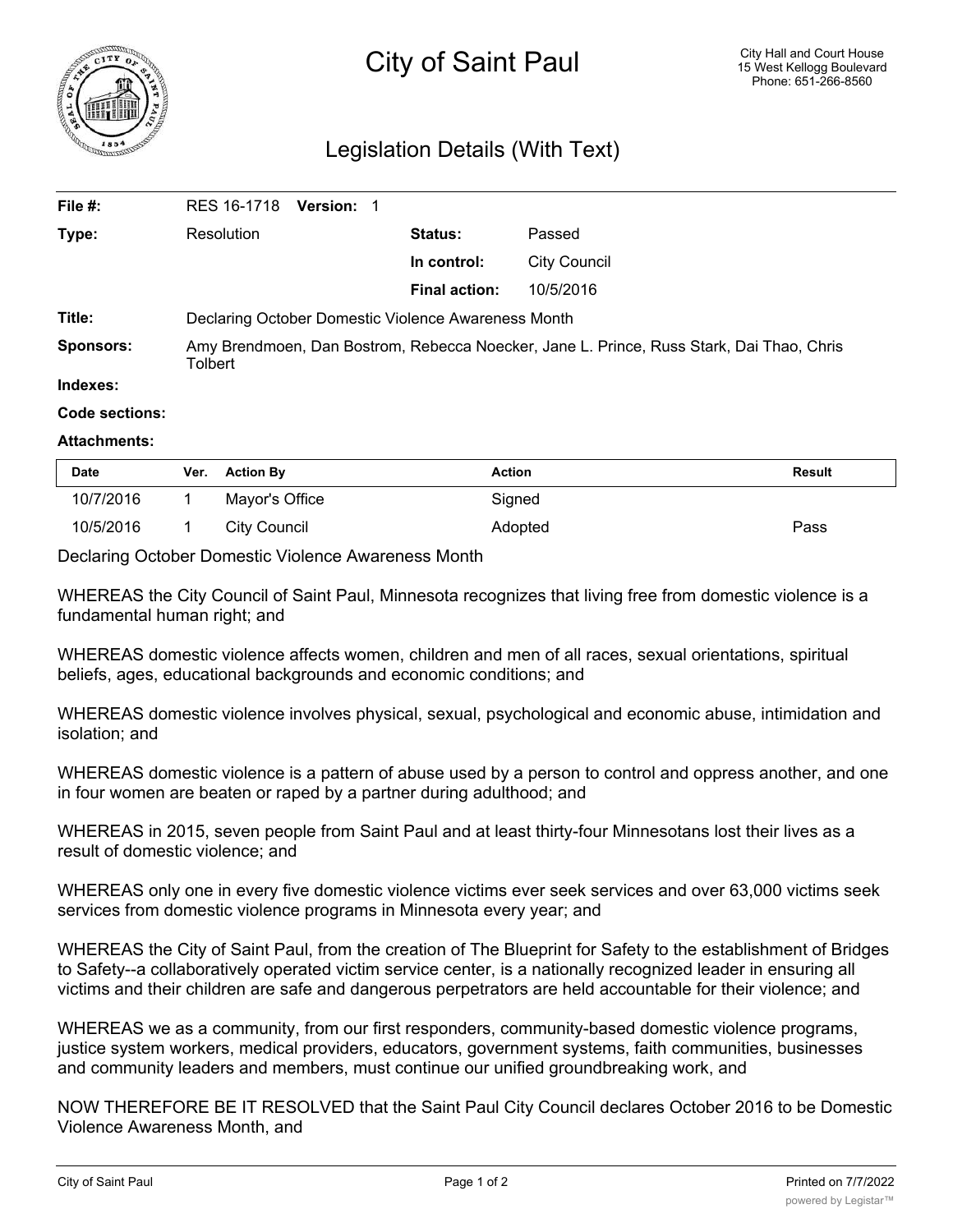# City of Saint Paul

City Hall and Court House
15 West Kellogg Boulevard
Phone: 651-266-8560

## Legislation Details (With Text)

| | | | |
|---|---|---|---|
| **File #:** | RES 16-1718 **Version:** 1 | | |
| **Type:** | Resolution | **Status:** | Passed |
| | | **In control:** | City Council |
| | | **Final action:** | 10/5/2016 |
| **Title:** | Declaring October Domestic Violence Awareness Month | | |
| **Sponsors:** | Amy Brendmoen, Dan Bostrom, Rebecca Noecker, Jane L. Prince, Russ Stark, Dai Thao, Chris Tolbert | | |
| **Indexes:** | | | |
| **Code sections:** | | | |
| **Attachments:** | | | |

| Date | Ver. | Action By | Action | Result |
|---|---|---|---|---|
| 10/7/2016 | 1 | Mayor's Office | Signed | |
| 10/5/2016 | 1 | City Council | Adopted | Pass |

Declaring October Domestic Violence Awareness Month

WHEREAS the City Council of Saint Paul, Minnesota recognizes that living free from domestic violence is a fundamental human right; and

WHEREAS domestic violence affects women, children and men of all races, sexual orientations, spiritual beliefs, ages, educational backgrounds and economic conditions; and

WHEREAS domestic violence involves physical, sexual, psychological and economic abuse, intimidation and isolation; and

WHEREAS domestic violence is a pattern of abuse used by a person to control and oppress another, and one in four women are beaten or raped by a partner during adulthood; and

WHEREAS in 2015, seven people from Saint Paul and at least thirty-four Minnesotans lost their lives as a result of domestic violence; and

WHEREAS only one in every five domestic violence victims ever seek services and over 63,000 victims seek services from domestic violence programs in Minnesota every year; and

WHEREAS the City of Saint Paul, from the creation of The Blueprint for Safety to the establishment of Bridges to Safety--a collaboratively operated victim service center, is a nationally recognized leader in ensuring all victims and their children are safe and dangerous perpetrators are held accountable for their violence; and

WHEREAS we as a community, from our first responders, community-based domestic violence programs, justice system workers, medical providers, educators, government systems, faith communities, businesses and community leaders and members, must continue our unified groundbreaking work, and

NOW THEREFORE BE IT RESOLVED that the Saint Paul City Council declares October 2016 to be Domestic Violence Awareness Month, and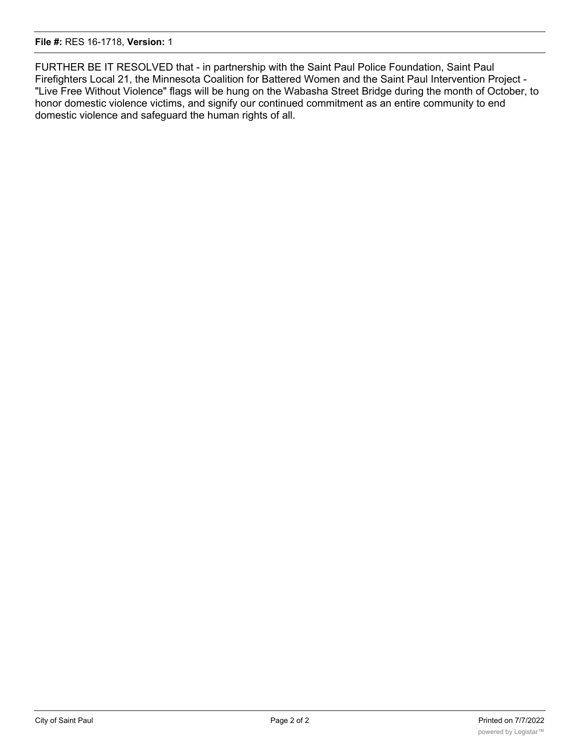FURTHER BE IT RESOLVED that - in partnership with the Saint Paul Police Foundation, Saint Paul Firefighters Local 21, the Minnesota Coalition for Battered Women and the Saint Paul Intervention Project - "Live Free Without Violence" flags will be hung on the Wabasha Street Bridge during the month of October, to honor domestic violence victims, and signify our continued commitment as an entire community to end domestic violence and safeguard the human rights of all.